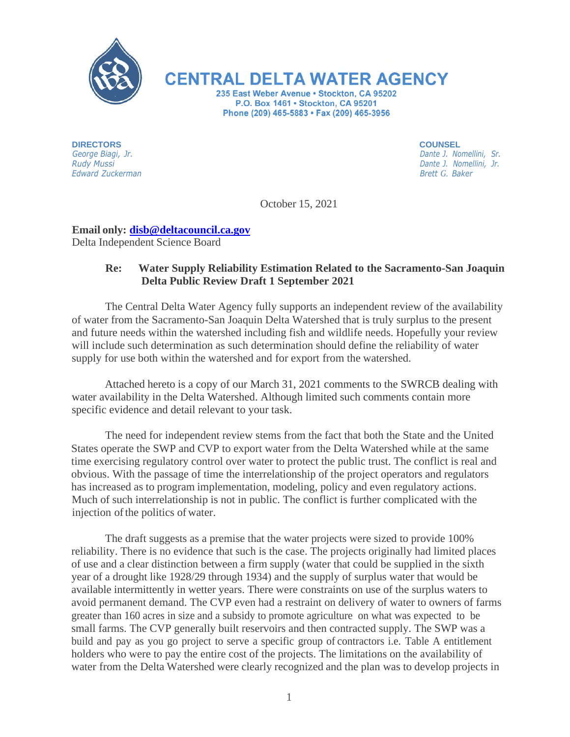# CENTRAL DELTA WATER AGENCY

235 East Weber Avenue • Stockton, CA 95202
P.O. Box 1461 • Stockton, CA 95201
Phone (209) 465-5883 • Fax (209) 465-3956

**DIRECTORS**
*George Biagi, Jr.*
*Rudy Mussi*
*Edward Zuckerman*

**COUNSEL**
*Dante J. Nomellini, Sr.*
*Dante J. Nomellini, Jr.*
*Brett G. Baker*

October 15, 2021

**Email only: disb@deltacouncil.ca.gov**
Delta Independent Science Board

**Re: Water Supply Reliability Estimation Related to the Sacramento-San Joaquin Delta Public Review Draft 1 September 2021**

The Central Delta Water Agency fully supports an independent review of the availability of water from the Sacramento-San Joaquin Delta Watershed that is truly surplus to the present and future needs within the watershed including fish and wildlife needs. Hopefully your review will include such determination as such determination should define the reliability of water supply for use both within the watershed and for export from the watershed.

Attached hereto is a copy of our March 31, 2021 comments to the SWRCB dealing with water availability in the Delta Watershed. Although limited such comments contain more specific evidence and detail relevant to your task.

The need for independent review stems from the fact that both the State and the United States operate the SWP and CVP to export water from the Delta Watershed while at the same time exercising regulatory control over water to protect the public trust. The conflict is real and obvious. With the passage of time the interrelationship of the project operators and regulators has increased as to program implementation, modeling, policy and even regulatory actions. Much of such interrelationship is not in public. The conflict is further complicated with the injection of the politics of water.

The draft suggests as a premise that the water projects were sized to provide 100% reliability. There is no evidence that such is the case. The projects originally had limited places of use and a clear distinction between a firm supply (water that could be supplied in the sixth year of a drought like 1928/29 through 1934) and the supply of surplus water that would be available intermittently in wetter years. There were constraints on use of the surplus waters to avoid permanent demand. The CVP even had a restraint on delivery of water to owners of farms greater than 160 acres in size and a subsidy to promote agriculture on what was expected to be small farms. The CVP generally built reservoirs and then contracted supply. The SWP was a build and pay as you go project to serve a specific group of contractors i.e. Table A entitlement holders who were to pay the entire cost of the projects. The limitations on the availability of water from the Delta Watershed were clearly recognized and the plan was to develop projects in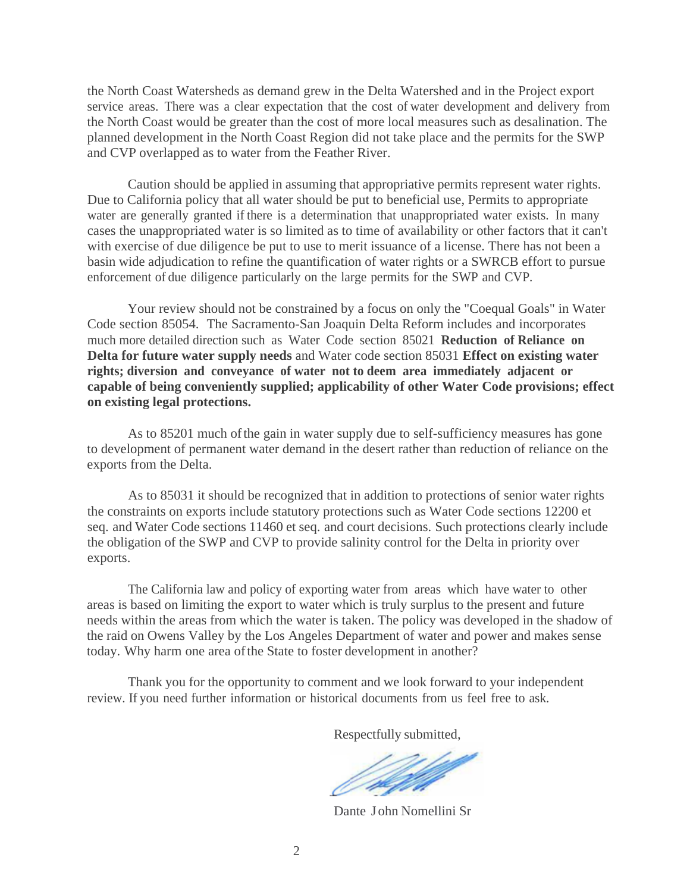the North Coast Watersheds as demand grew in the Delta Watershed and in the Project export service areas. There was a clear expectation that the cost of water development and delivery from the North Coast would be greater than the cost of more local measures such as desalination. The planned development in the North Coast Region did not take place and the permits for the SWP and CVP overlapped as to water from the Feather River.

Caution should be applied in assuming that appropriative permits represent water rights. Due to California policy that all water should be put to beneficial use, Permits to appropriate water are generally granted if there is a determination that unappropriated water exists. In many cases the unappropriated water is so limited as to time of availability or other factors that it can't with exercise of due diligence be put to use to merit issuance of a license. There has not been a basin wide adjudication to refine the quantification of water rights or a SWRCB effort to pursue enforcement of due diligence particularly on the large permits for the SWP and CVP.

Your review should not be constrained by a focus on only the "Coequal Goals" in Water Code section 85054. The Sacramento-San Joaquin Delta Reform includes and incorporates much more detailed direction such as Water Code section 85021 **Reduction of Reliance on Delta for future water supply needs** and Water code section 85031 **Effect on existing water rights; diversion and conveyance of water not to deem area immediately adjacent or capable of being conveniently supplied; applicability of other Water Code provisions; effect on existing legal protections.**

As to 85201 much of the gain in water supply due to self-sufficiency measures has gone to development of permanent water demand in the desert rather than reduction of reliance on the exports from the Delta.

As to 85031 it should be recognized that in addition to protections of senior water rights the constraints on exports include statutory protections such as Water Code sections 12200 et seq. and Water Code sections 11460 et seq. and court decisions. Such protections clearly include the obligation of the SWP and CVP to provide salinity control for the Delta in priority over exports.

The California law and policy of exporting water from areas which have water to other areas is based on limiting the export to water which is truly surplus to the present and future needs within the areas from which the water is taken. The policy was developed in the shadow of the raid on Owens Valley by the Los Angeles Department of water and power and makes sense today. Why harm one area of the State to foster development in another?

Thank you for the opportunity to comment and we look forward to your independent review. If you need further information or historical documents from us feel free to ask.

Respectfully submitted,

Dante John Nomellini Sr